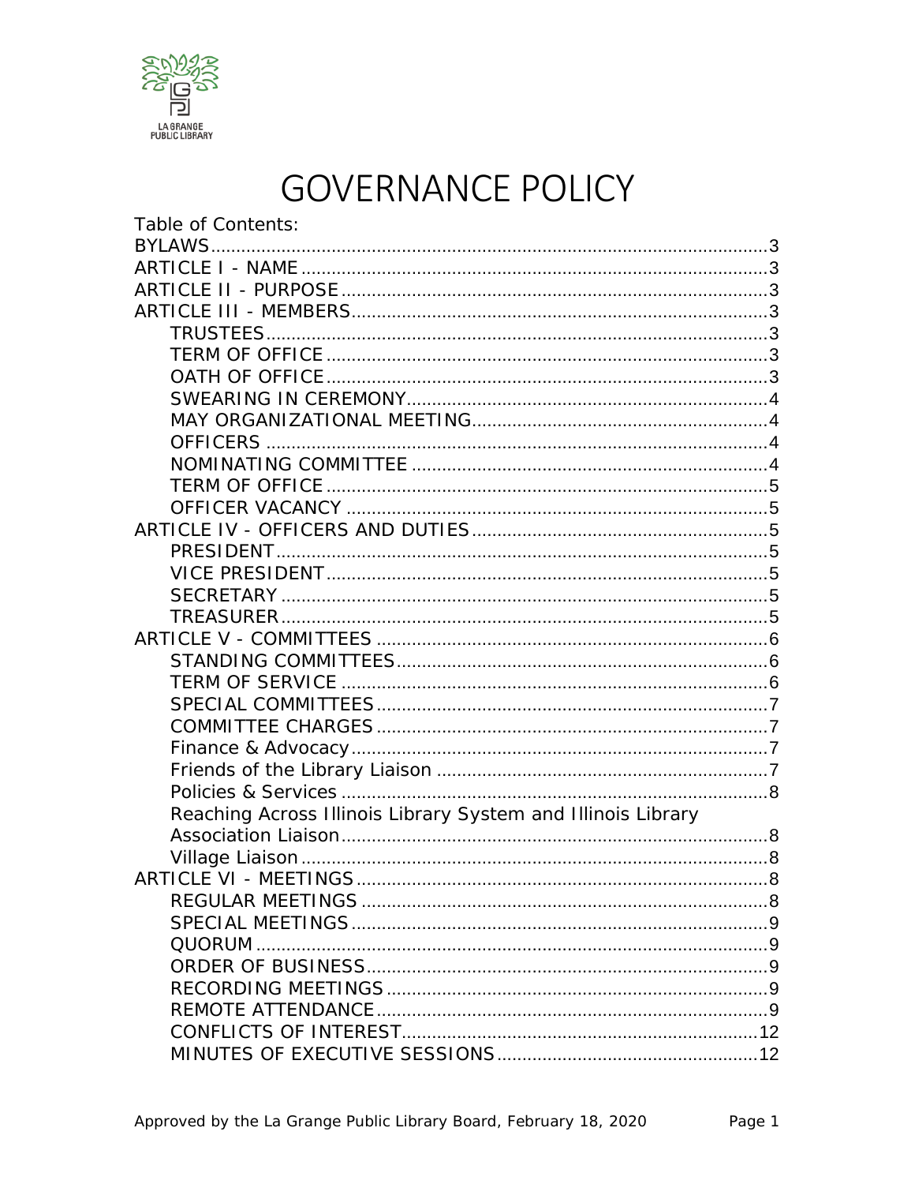# GOVERNANCE POLICY

Table of Contents:

BYLAWS ..... 3
ARTICLE I - NAME ..... 3
ARTICLE II - PURPOSE ..... 3
ARTICLE III - MEMBERS ..... 3
- TRUSTEES ..... 3
- TERM OF OFFICE ..... 3
- OATH OF OFFICE ..... 3
- SWEARING IN CEREMONY ..... 4
- MAY ORGANIZATIONAL MEETING ..... 4
- OFFICERS ..... 4
- NOMINATING COMMITTEE ..... 4
- TERM OF OFFICE ..... 5
- OFFICER VACANCY ..... 5

ARTICLE IV - OFFICERS AND DUTIES ..... 5
- PRESIDENT ..... 5
- VICE PRESIDENT ..... 5
- SECRETARY ..... 5
- TREASURER ..... 5

ARTICLE V - COMMITTEES ..... 6
- STANDING COMMITTEES ..... 6
- TERM OF SERVICE ..... 6
- SPECIAL COMMITTEES ..... 7
- COMMITTEE CHARGES ..... 7
- Finance & Advocacy ..... 7
- Friends of the Library Liaison ..... 7
- Policies & Services ..... 8
- Reaching Across Illinois Library System and Illinois Library Association Liaison ..... 8
- Village Liaison ..... 8

ARTICLE VI - MEETINGS ..... 8
- REGULAR MEETINGS ..... 8
- SPECIAL MEETINGS ..... 9
- QUORUM ..... 9
- ORDER OF BUSINESS ..... 9
- RECORDING MEETINGS ..... 9
- REMOTE ATTENDANCE ..... 9
- CONFLICTS OF INTEREST ..... 12
- MINUTES OF EXECUTIVE SESSIONS ..... 12

Approved by the La Grange Public Library Board, February 18, 2020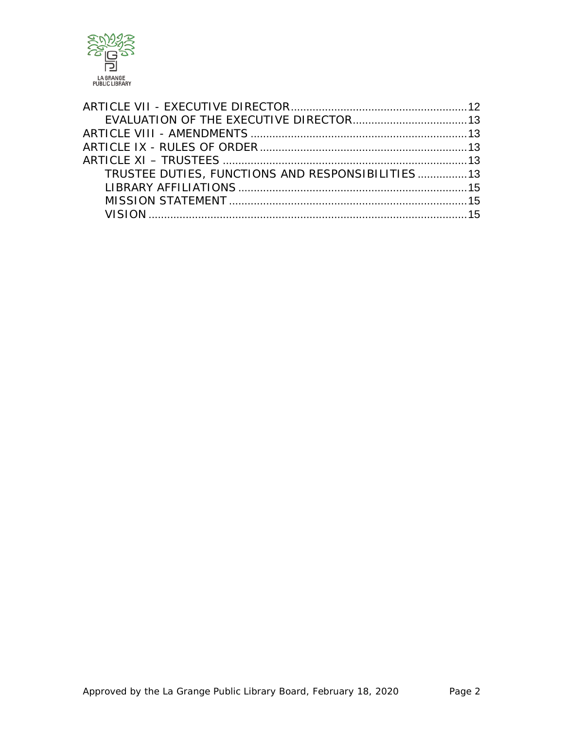ARTICLE VII - EXECUTIVE DIRECTOR ........ 12
    EVALUATION OF THE EXECUTIVE DIRECTOR ........ 13
ARTICLE VIII - AMENDMENTS ........ 13
ARTICLE IX - RULES OF ORDER ........ 13
ARTICLE XI – TRUSTEES ........ 13
    TRUSTEE DUTIES, FUNCTIONS AND RESPONSIBILITIES ........ 13
    LIBRARY AFFILIATIONS ........ 15
    MISSION STATEMENT ........ 15
    VISION ........ 15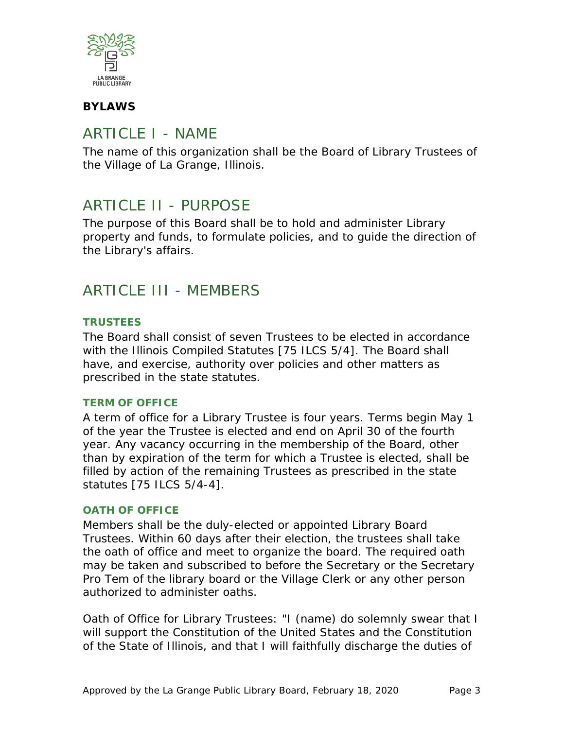**BYLAWS**

# ARTICLE I - NAME

The name of this organization shall be the Board of Library Trustees of the Village of La Grange, Illinois.

# ARTICLE II - PURPOSE

The purpose of this Board shall be to hold and administer Library property and funds, to formulate policies, and to guide the direction of the Library's affairs.

# ARTICLE III - MEMBERS

### TRUSTEES

The Board shall consist of seven Trustees to be elected in accordance with the Illinois Compiled Statutes [75 ILCS 5/4]. The Board shall have, and exercise, authority over policies and other matters as prescribed in the state statutes.

### TERM OF OFFICE

A term of office for a Library Trustee is four years. Terms begin May 1 of the year the Trustee is elected and end on April 30 of the fourth year. Any vacancy occurring in the membership of the Board, other than by expiration of the term for which a Trustee is elected, shall be filled by action of the remaining Trustees as prescribed in the state statutes [75 ILCS 5/4-4].

### OATH OF OFFICE

Members shall be the duly-elected or appointed Library Board Trustees. Within 60 days after their election, the trustees shall take the oath of office and meet to organize the board. The required oath may be taken and subscribed to before the Secretary or the Secretary Pro Tem of the library board or the Village Clerk or any other person authorized to administer oaths.

Oath of Office for Library Trustees: "I (name) do solemnly swear that I will support the Constitution of the United States and the Constitution of the State of Illinois, and that I will faithfully discharge the duties of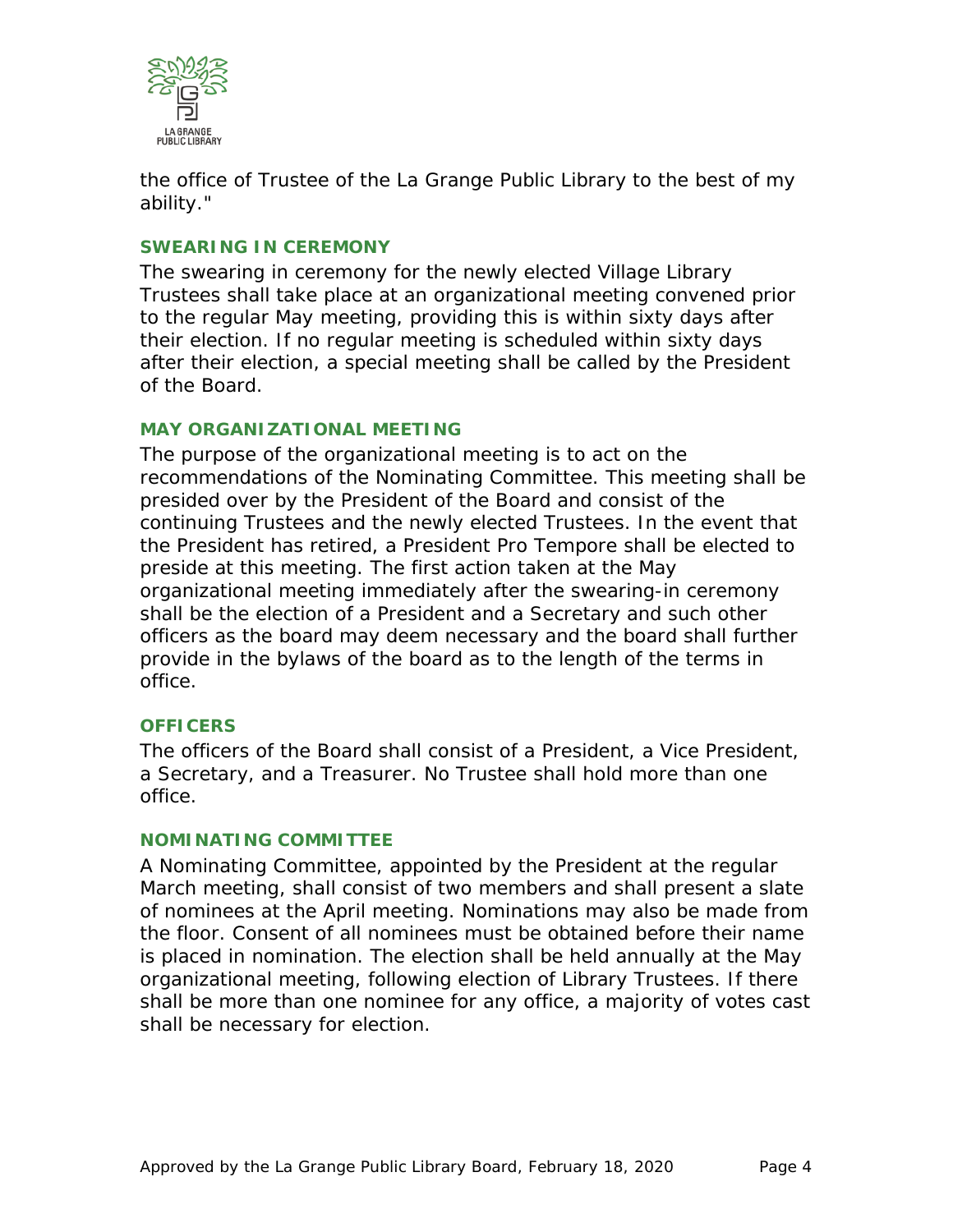the office of Trustee of the La Grange Public Library to the best of my ability."

### SWEARING IN CEREMONY

The swearing in ceremony for the newly elected Village Library Trustees shall take place at an organizational meeting convened prior to the regular May meeting, providing this is within sixty days after their election. If no regular meeting is scheduled within sixty days after their election, a special meeting shall be called by the President of the Board.

### MAY ORGANIZATIONAL MEETING

The purpose of the organizational meeting is to act on the recommendations of the Nominating Committee. This meeting shall be presided over by the President of the Board and consist of the continuing Trustees and the newly elected Trustees. In the event that the President has retired, a President Pro Tempore shall be elected to preside at this meeting. The first action taken at the May organizational meeting immediately after the swearing-in ceremony shall be the election of a President and a Secretary and such other officers as the board may deem necessary and the board shall further provide in the bylaws of the board as to the length of the terms in office.

### OFFICERS

The officers of the Board shall consist of a President, a Vice President, a Secretary, and a Treasurer. No Trustee shall hold more than one office.

### NOMINATING COMMITTEE

A Nominating Committee, appointed by the President at the regular March meeting, shall consist of two members and shall present a slate of nominees at the April meeting. Nominations may also be made from the floor. Consent of all nominees must be obtained before their name is placed in nomination. The election shall be held annually at the May organizational meeting, following election of Library Trustees. If there shall be more than one nominee for any office, a majority of votes cast shall be necessary for election.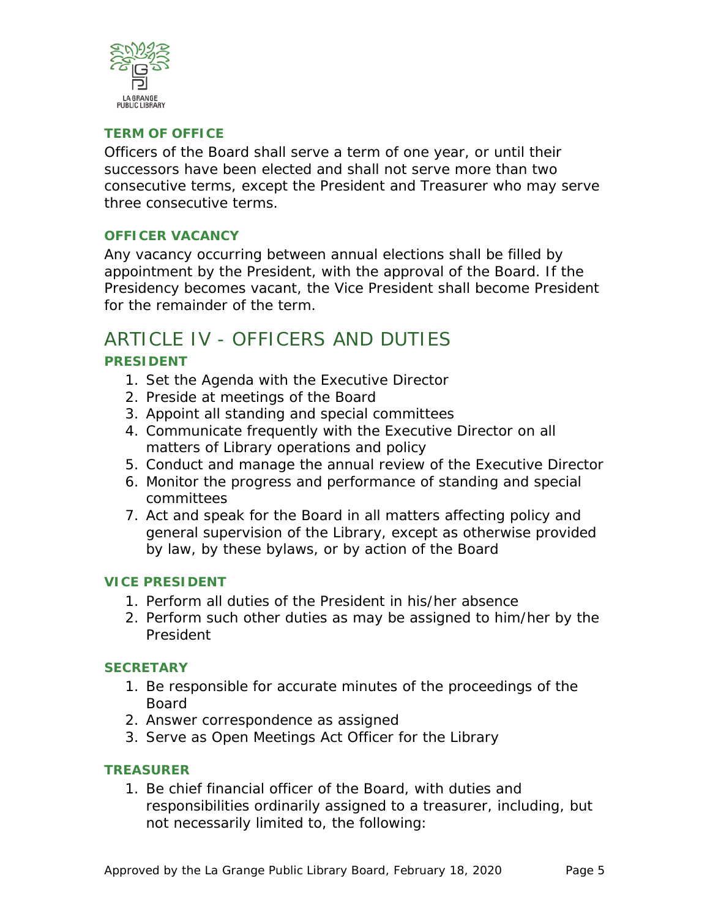### TERM OF OFFICE

Officers of the Board shall serve a term of one year, or until their successors have been elected and shall not serve more than two consecutive terms, except the President and Treasurer who may serve three consecutive terms.

### OFFICER VACANCY

Any vacancy occurring between annual elections shall be filled by appointment by the President, with the approval of the Board. If the Presidency becomes vacant, the Vice President shall become President for the remainder of the term.

## ARTICLE IV - OFFICERS AND DUTIES

### PRESIDENT

1. Set the Agenda with the Executive Director
2. Preside at meetings of the Board
3. Appoint all standing and special committees
4. Communicate frequently with the Executive Director on all matters of Library operations and policy
5. Conduct and manage the annual review of the Executive Director
6. Monitor the progress and performance of standing and special committees
7. Act and speak for the Board in all matters affecting policy and general supervision of the Library, except as otherwise provided by law, by these bylaws, or by action of the Board

### VICE PRESIDENT

1. Perform all duties of the President in his/her absence
2. Perform such other duties as may be assigned to him/her by the President

### SECRETARY

1. Be responsible for accurate minutes of the proceedings of the Board
2. Answer correspondence as assigned
3. Serve as Open Meetings Act Officer for the Library

### TREASURER

1. Be chief financial officer of the Board, with duties and responsibilities ordinarily assigned to a treasurer, including, but not necessarily limited to, the following: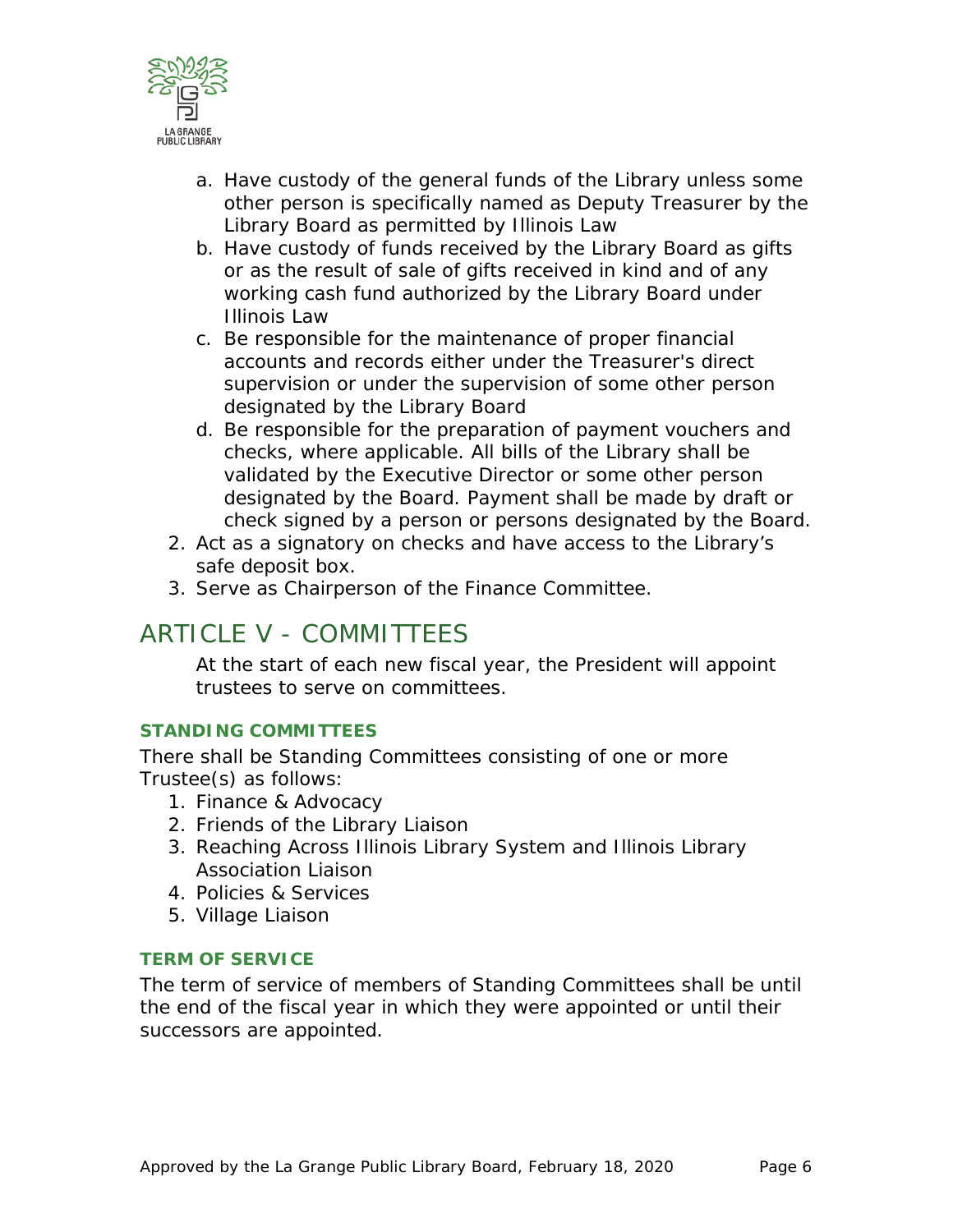a. Have custody of the general funds of the Library unless some other person is specifically named as Deputy Treasurer by the Library Board as permitted by Illinois Law
   b. Have custody of funds received by the Library Board as gifts or as the result of sale of gifts received in kind and of any working cash fund authorized by the Library Board under Illinois Law
   c. Be responsible for the maintenance of proper financial accounts and records either under the Treasurer's direct supervision or under the supervision of some other person designated by the Library Board
   d. Be responsible for the preparation of payment vouchers and checks, where applicable. All bills of the Library shall be validated by the Executive Director or some other person designated by the Board. Payment shall be made by draft or check signed by a person or persons designated by the Board.
2. Act as a signatory on checks and have access to the Library's safe deposit box.
3. Serve as Chairperson of the Finance Committee.

# ARTICLE V - COMMITTEES

At the start of each new fiscal year, the President will appoint trustees to serve on committees.

### STANDING COMMITTEES

There shall be Standing Committees consisting of one or more Trustee(s) as follows:

1. Finance & Advocacy
2. Friends of the Library Liaison
3. Reaching Across Illinois Library System and Illinois Library Association Liaison
4. Policies & Services
5. Village Liaison

### TERM OF SERVICE

The term of service of members of Standing Committees shall be until the end of the fiscal year in which they were appointed or until their successors are appointed.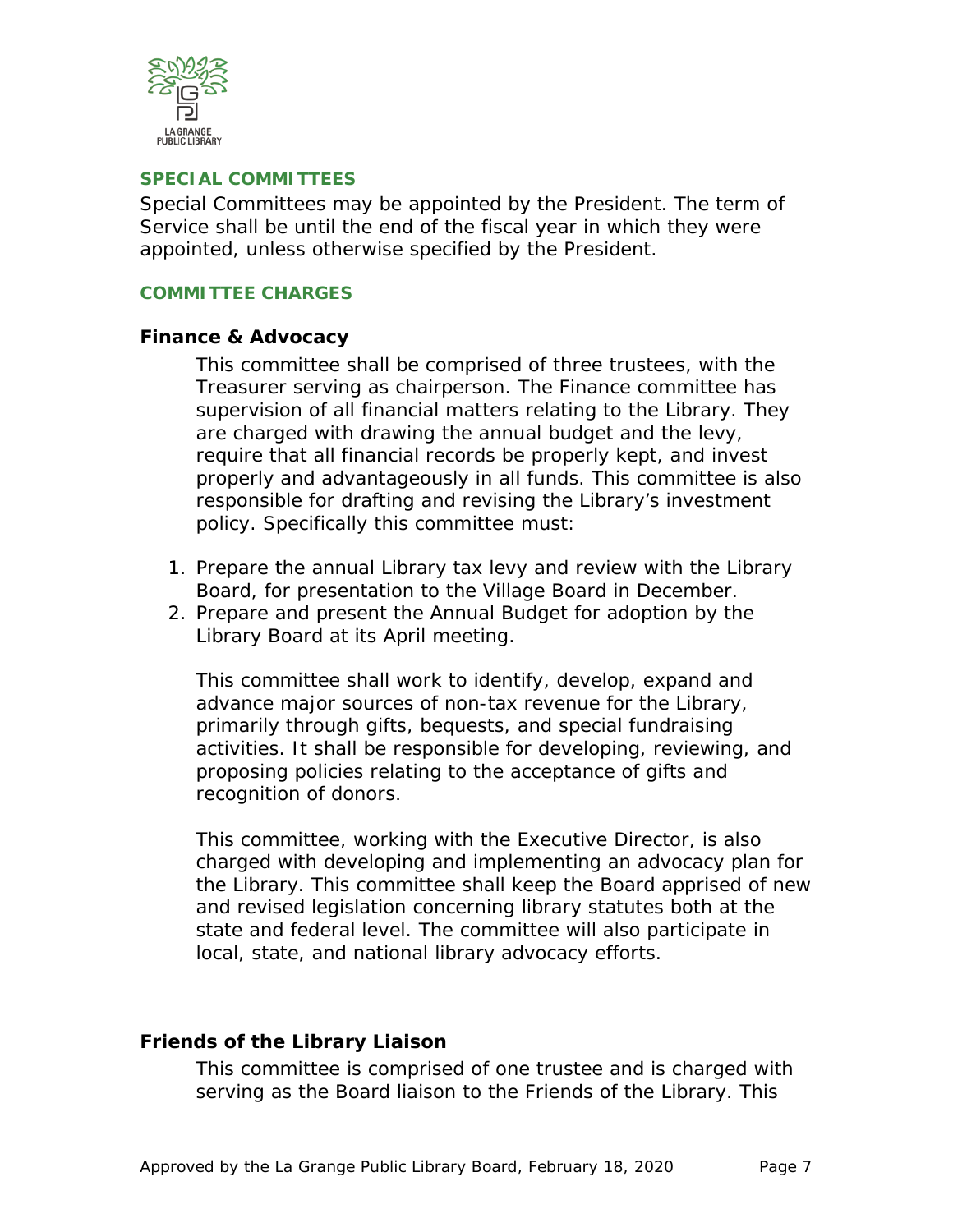## SPECIAL COMMITTEES

Special Committees may be appointed by the President. The term of Service shall be until the end of the fiscal year in which they were appointed, unless otherwise specified by the President.

## COMMITTEE CHARGES

### Finance & Advocacy

This committee shall be comprised of three trustees, with the Treasurer serving as chairperson. The Finance committee has supervision of all financial matters relating to the Library. They are charged with drawing the annual budget and the levy, require that all financial records be properly kept, and invest properly and advantageously in all funds. This committee is also responsible for drafting and revising the Library's investment policy. Specifically this committee must:

1. Prepare the annual Library tax levy and review with the Library Board, for presentation to the Village Board in December.
2. Prepare and present the Annual Budget for adoption by the Library Board at its April meeting.

This committee shall work to identify, develop, expand and advance major sources of non-tax revenue for the Library, primarily through gifts, bequests, and special fundraising activities. It shall be responsible for developing, reviewing, and proposing policies relating to the acceptance of gifts and recognition of donors.

This committee, working with the Executive Director, is also charged with developing and implementing an advocacy plan for the Library. This committee shall keep the Board apprised of new and revised legislation concerning library statutes both at the state and federal level. The committee will also participate in local, state, and national library advocacy efforts.

### Friends of the Library Liaison

This committee is comprised of one trustee and is charged with serving as the Board liaison to the Friends of the Library. This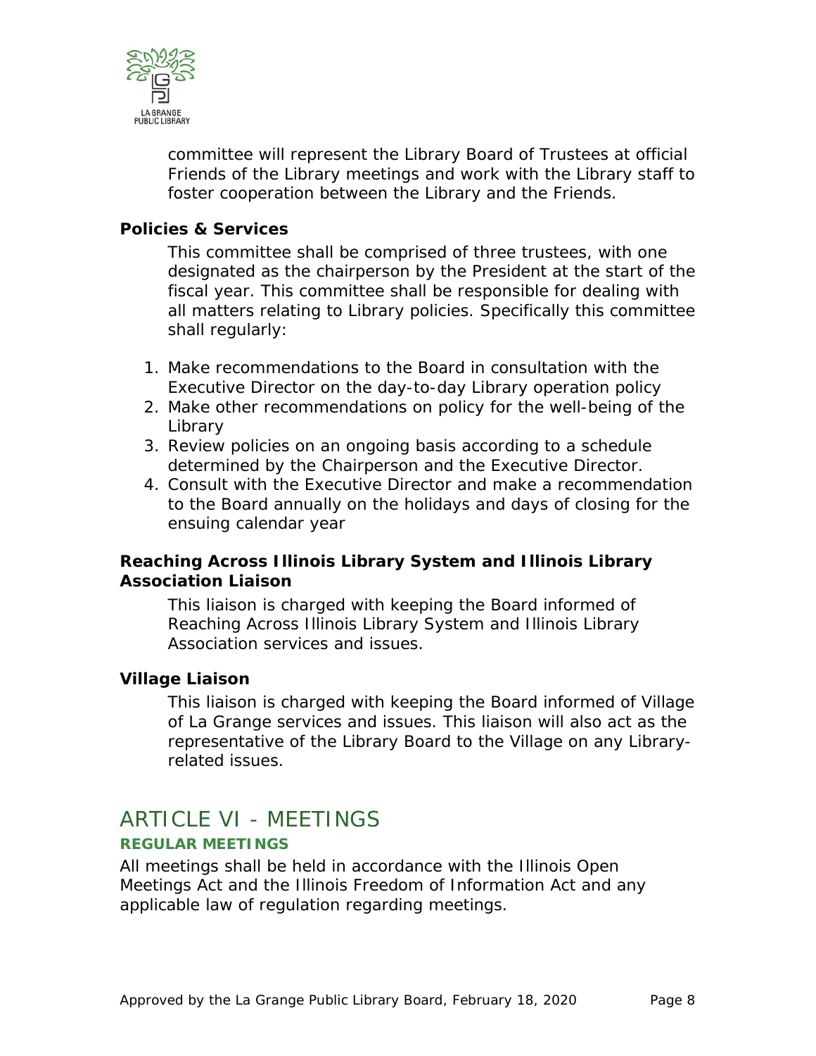committee will represent the Library Board of Trustees at official Friends of the Library meetings and work with the Library staff to foster cooperation between the Library and the Friends.

**Policies & Services**

This committee shall be comprised of three trustees, with one designated as the chairperson by the President at the start of the fiscal year. This committee shall be responsible for dealing with all matters relating to Library policies. Specifically this committee shall regularly:

1. Make recommendations to the Board in consultation with the Executive Director on the day-to-day Library operation policy
2. Make other recommendations on policy for the well-being of the Library
3. Review policies on an ongoing basis according to a schedule determined by the Chairperson and the Executive Director.
4. Consult with the Executive Director and make a recommendation to the Board annually on the holidays and days of closing for the ensuing calendar year

**Reaching Across Illinois Library System and Illinois Library Association Liaison**

This liaison is charged with keeping the Board informed of Reaching Across Illinois Library System and Illinois Library Association services and issues.

**Village Liaison**

This liaison is charged with keeping the Board informed of Village of La Grange services and issues. This liaison will also act as the representative of the Library Board to the Village on any Library-related issues.

# ARTICLE VI - MEETINGS

### REGULAR MEETINGS

All meetings shall be held in accordance with the Illinois Open Meetings Act and the Illinois Freedom of Information Act and any applicable law of regulation regarding meetings.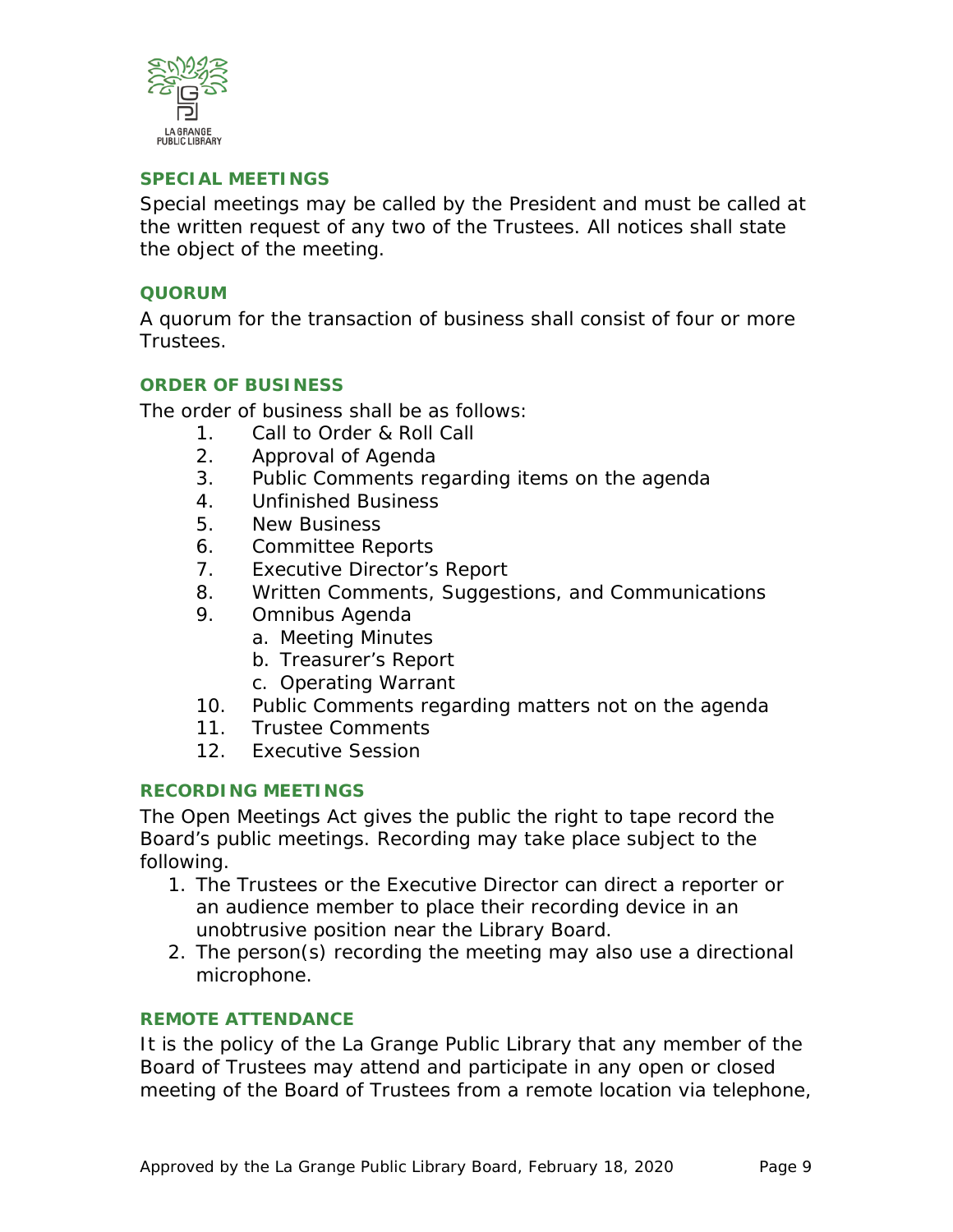## SPECIAL MEETINGS

Special meetings may be called by the President and must be called at the written request of any two of the Trustees. All notices shall state the object of the meeting.

## QUORUM

A quorum for the transaction of business shall consist of four or more Trustees.

## ORDER OF BUSINESS

The order of business shall be as follows:

1. Call to Order & Roll Call
2. Approval of Agenda
3. Public Comments regarding items on the agenda
4. Unfinished Business
5. New Business
6. Committee Reports
7. Executive Director's Report
8. Written Comments, Suggestions, and Communications
9. Omnibus Agenda
    a. Meeting Minutes
    b. Treasurer's Report
    c. Operating Warrant
10. Public Comments regarding matters not on the agenda
11. Trustee Comments
12. Executive Session

## RECORDING MEETINGS

The Open Meetings Act gives the public the right to tape record the Board's public meetings. Recording may take place subject to the following.

1. The Trustees or the Executive Director can direct a reporter or an audience member to place their recording device in an unobtrusive position near the Library Board.
2. The person(s) recording the meeting may also use a directional microphone.

## REMOTE ATTENDANCE

It is the policy of the La Grange Public Library that any member of the Board of Trustees may attend and participate in any open or closed meeting of the Board of Trustees from a remote location via telephone,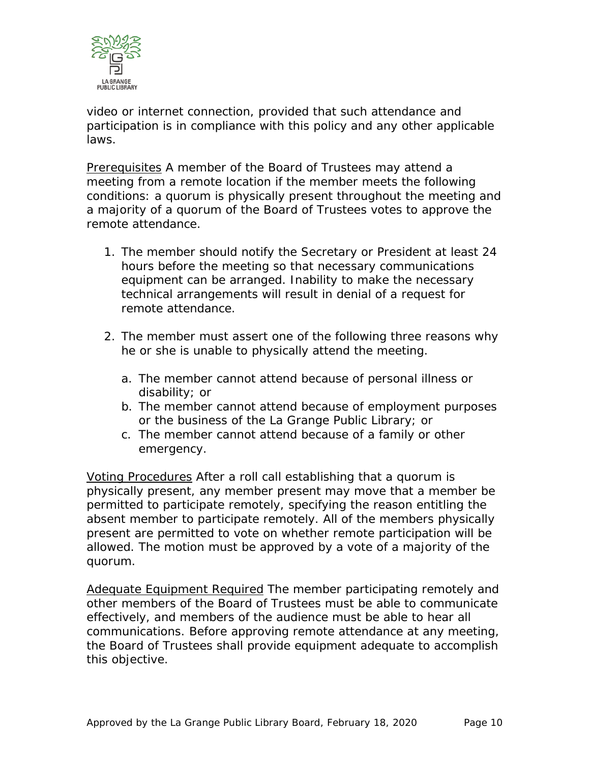video or internet connection, provided that such attendance and participation is in compliance with this policy and any other applicable laws.

<u>Prerequisites</u> A member of the Board of Trustees may attend a meeting from a remote location if the member meets the following conditions: a quorum is physically present throughout the meeting and a majority of a quorum of the Board of Trustees votes to approve the remote attendance.

1. The member should notify the Secretary or President at least 24 hours before the meeting so that necessary communications equipment can be arranged. Inability to make the necessary technical arrangements will result in denial of a request for remote attendance.

2. The member must assert one of the following three reasons why he or she is unable to physically attend the meeting.

   a. The member cannot attend because of personal illness or disability; or
   b. The member cannot attend because of employment purposes or the business of the La Grange Public Library; or
   c. The member cannot attend because of a family or other emergency.

<u>Voting Procedures</u> After a roll call establishing that a quorum is physically present, any member present may move that a member be permitted to participate remotely, specifying the reason entitling the absent member to participate remotely. All of the members physically present are permitted to vote on whether remote participation will be allowed. The motion must be approved by a vote of a majority of the quorum.

<u>Adequate Equipment Required</u> The member participating remotely and other members of the Board of Trustees must be able to communicate effectively, and members of the audience must be able to hear all communications. Before approving remote attendance at any meeting, the Board of Trustees shall provide equipment adequate to accomplish this objective.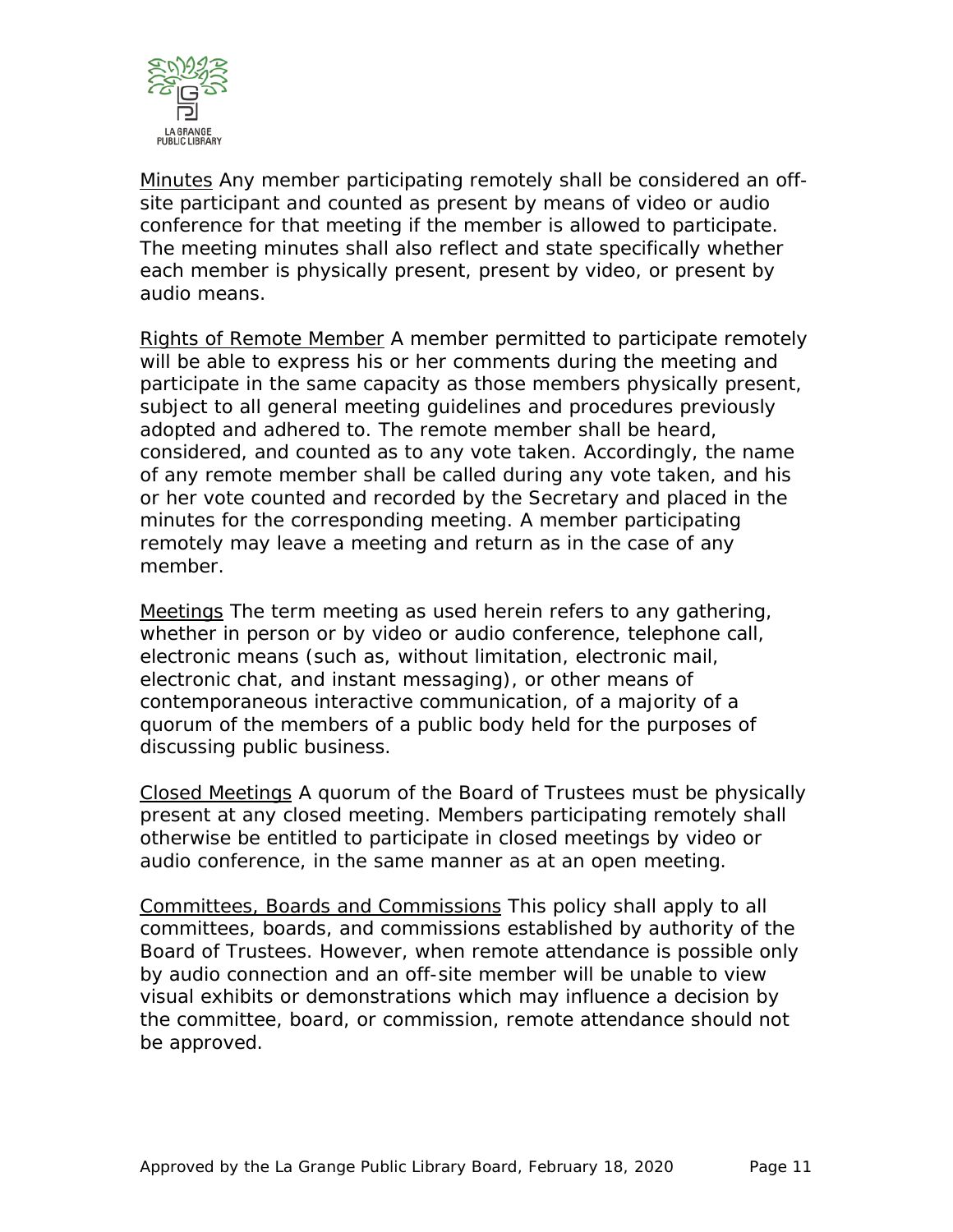<u>Minutes</u> Any member participating remotely shall be considered an off-site participant and counted as present by means of video or audio conference for that meeting if the member is allowed to participate. The meeting minutes shall also reflect and state specifically whether each member is physically present, present by video, or present by audio means.

<u>Rights of Remote Member</u> A member permitted to participate remotely will be able to express his or her comments during the meeting and participate in the same capacity as those members physically present, subject to all general meeting guidelines and procedures previously adopted and adhered to. The remote member shall be heard, considered, and counted as to any vote taken. Accordingly, the name of any remote member shall be called during any vote taken, and his or her vote counted and recorded by the Secretary and placed in the minutes for the corresponding meeting. A member participating remotely may leave a meeting and return as in the case of any member.

<u>Meetings</u> The term meeting as used herein refers to any gathering, whether in person or by video or audio conference, telephone call, electronic means (such as, without limitation, electronic mail, electronic chat, and instant messaging), or other means of contemporaneous interactive communication, of a majority of a quorum of the members of a public body held for the purposes of discussing public business.

<u>Closed Meetings</u> A quorum of the Board of Trustees must be physically present at any closed meeting. Members participating remotely shall otherwise be entitled to participate in closed meetings by video or audio conference, in the same manner as at an open meeting.

<u>Committees, Boards and Commissions</u> This policy shall apply to all committees, boards, and commissions established by authority of the Board of Trustees. However, when remote attendance is possible only by audio connection and an off-site member will be unable to view visual exhibits or demonstrations which may influence a decision by the committee, board, or commission, remote attendance should not be approved.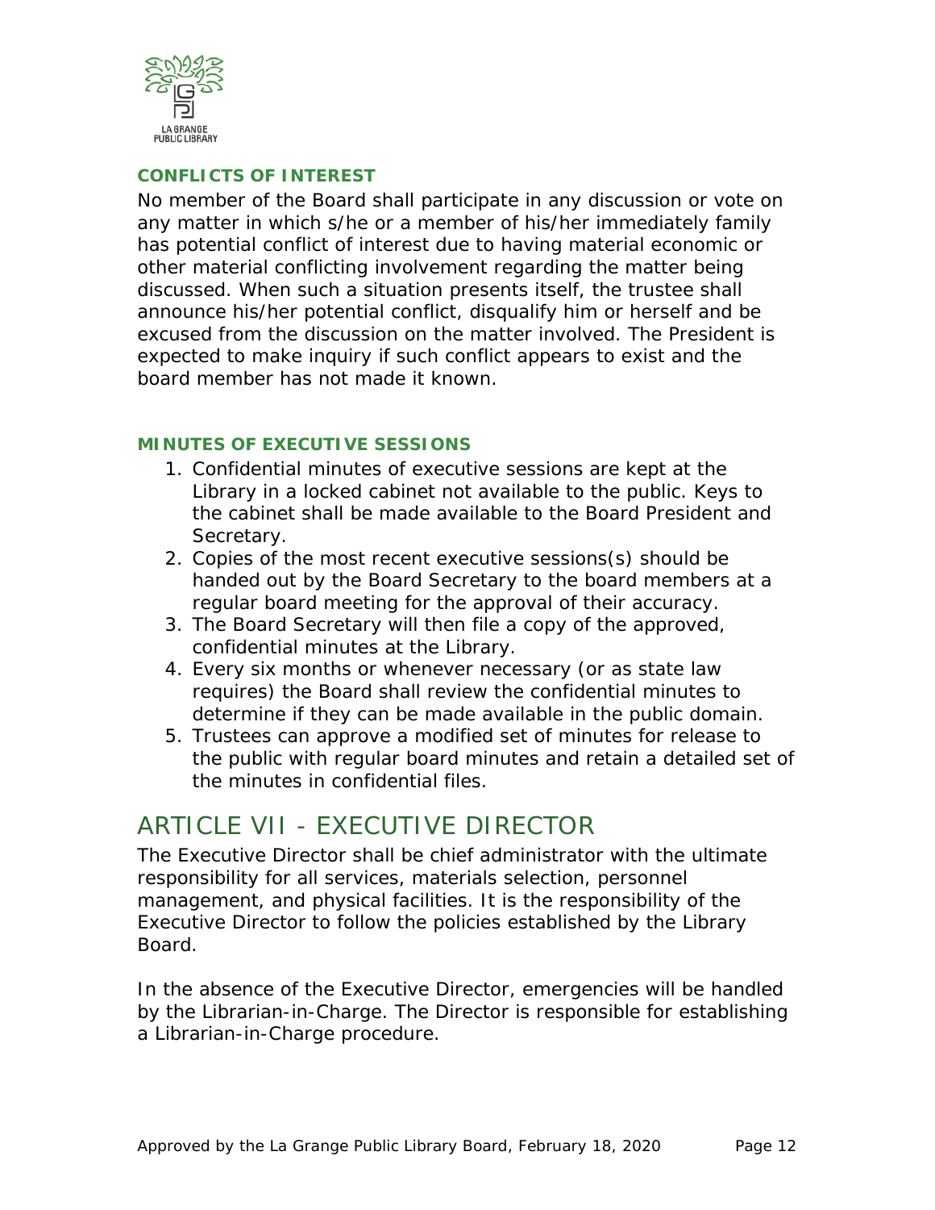### CONFLICTS OF INTEREST

No member of the Board shall participate in any discussion or vote on any matter in which s/he or a member of his/her immediately family has potential conflict of interest due to having material economic or other material conflicting involvement regarding the matter being discussed. When such a situation presents itself, the trustee shall announce his/her potential conflict, disqualify him or herself and be excused from the discussion on the matter involved. The President is expected to make inquiry if such conflict appears to exist and the board member has not made it known.

### MINUTES OF EXECUTIVE SESSIONS

1. Confidential minutes of executive sessions are kept at the Library in a locked cabinet not available to the public. Keys to the cabinet shall be made available to the Board President and Secretary.
2. Copies of the most recent executive sessions(s) should be handed out by the Board Secretary to the board members at a regular board meeting for the approval of their accuracy.
3. The Board Secretary will then file a copy of the approved, confidential minutes at the Library.
4. Every six months or whenever necessary (or as state law requires) the Board shall review the confidential minutes to determine if they can be made available in the public domain.
5. Trustees can approve a modified set of minutes for release to the public with regular board minutes and retain a detailed set of the minutes in confidential files.

## ARTICLE VII - EXECUTIVE DIRECTOR

The Executive Director shall be chief administrator with the ultimate responsibility for all services, materials selection, personnel management, and physical facilities. It is the responsibility of the Executive Director to follow the policies established by the Library Board.

In the absence of the Executive Director, emergencies will be handled by the Librarian-in-Charge. The Director is responsible for establishing a Librarian-in-Charge procedure.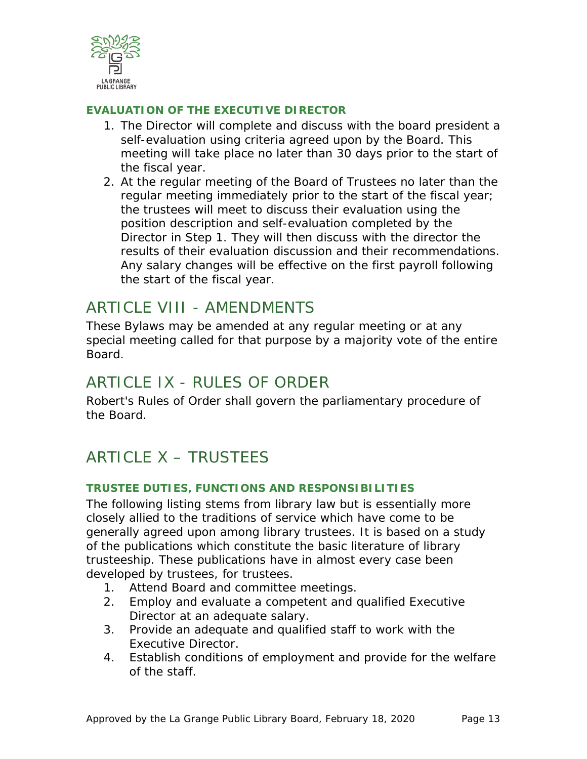### EVALUATION OF THE EXECUTIVE DIRECTOR

1. The Director will complete and discuss with the board president a self-evaluation using criteria agreed upon by the Board. This meeting will take place no later than 30 days prior to the start of the fiscal year.
2. At the regular meeting of the Board of Trustees no later than the regular meeting immediately prior to the start of the fiscal year; the trustees will meet to discuss their evaluation using the position description and self-evaluation completed by the Director in Step 1. They will then discuss with the director the results of their evaluation discussion and their recommendations. Any salary changes will be effective on the first payroll following the start of the fiscal year.

## ARTICLE VIII - AMENDMENTS

These Bylaws may be amended at any regular meeting or at any special meeting called for that purpose by a majority vote of the entire Board.

## ARTICLE IX - RULES OF ORDER

Robert's Rules of Order shall govern the parliamentary procedure of the Board.

## ARTICLE X – TRUSTEES

### TRUSTEE DUTIES, FUNCTIONS AND RESPONSIBILITIES

The following listing stems from library law but is essentially more closely allied to the traditions of service which have come to be generally agreed upon among library trustees. It is based on a study of the publications which constitute the basic literature of library trusteeship. These publications have in almost every case been developed by trustees, for trustees.

1. Attend Board and committee meetings.
2. Employ and evaluate a competent and qualified Executive Director at an adequate salary.
3. Provide an adequate and qualified staff to work with the Executive Director.
4. Establish conditions of employment and provide for the welfare of the staff.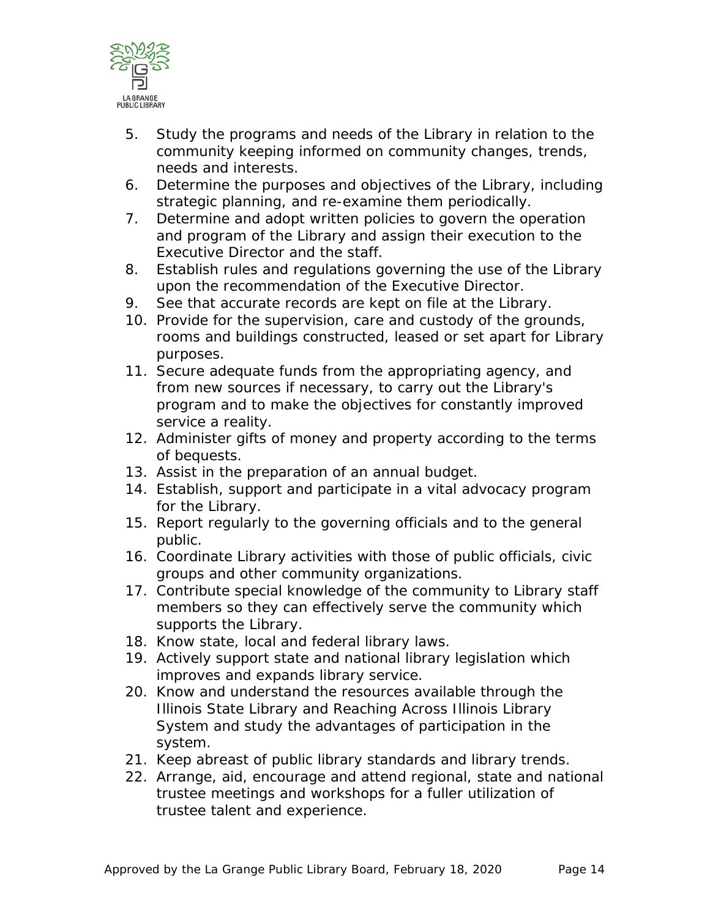5. Study the programs and needs of the Library in relation to the community keeping informed on community changes, trends, needs and interests.
6. Determine the purposes and objectives of the Library, including strategic planning, and re-examine them periodically.
7. Determine and adopt written policies to govern the operation and program of the Library and assign their execution to the Executive Director and the staff.
8. Establish rules and regulations governing the use of the Library upon the recommendation of the Executive Director.
9. See that accurate records are kept on file at the Library.
10. Provide for the supervision, care and custody of the grounds, rooms and buildings constructed, leased or set apart for Library purposes.
11. Secure adequate funds from the appropriating agency, and from new sources if necessary, to carry out the Library's program and to make the objectives for constantly improved service a reality.
12. Administer gifts of money and property according to the terms of bequests.
13. Assist in the preparation of an annual budget.
14. Establish, support and participate in a vital advocacy program for the Library.
15. Report regularly to the governing officials and to the general public.
16. Coordinate Library activities with those of public officials, civic groups and other community organizations.
17. Contribute special knowledge of the community to Library staff members so they can effectively serve the community which supports the Library.
18. Know state, local and federal library laws.
19. Actively support state and national library legislation which improves and expands library service.
20. Know and understand the resources available through the Illinois State Library and Reaching Across Illinois Library System and study the advantages of participation in the system.
21. Keep abreast of public library standards and library trends.
22. Arrange, aid, encourage and attend regional, state and national trustee meetings and workshops for a fuller utilization of trustee talent and experience.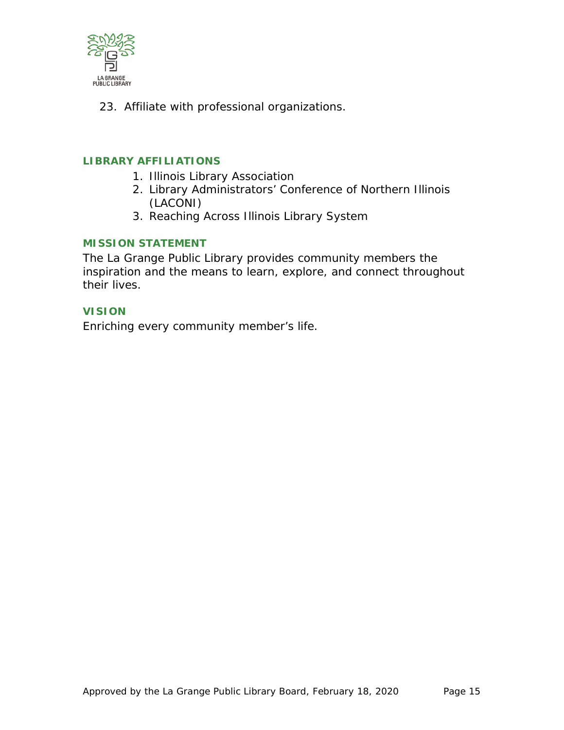23. Affiliate with professional organizations.

## LIBRARY AFFILIATIONS

1. Illinois Library Association
2. Library Administrators' Conference of Northern Illinois (LACONI)
3. Reaching Across Illinois Library System

## MISSION STATEMENT

The La Grange Public Library provides community members the inspiration and the means to learn, explore, and connect throughout their lives.

## VISION

Enriching every community member's life.